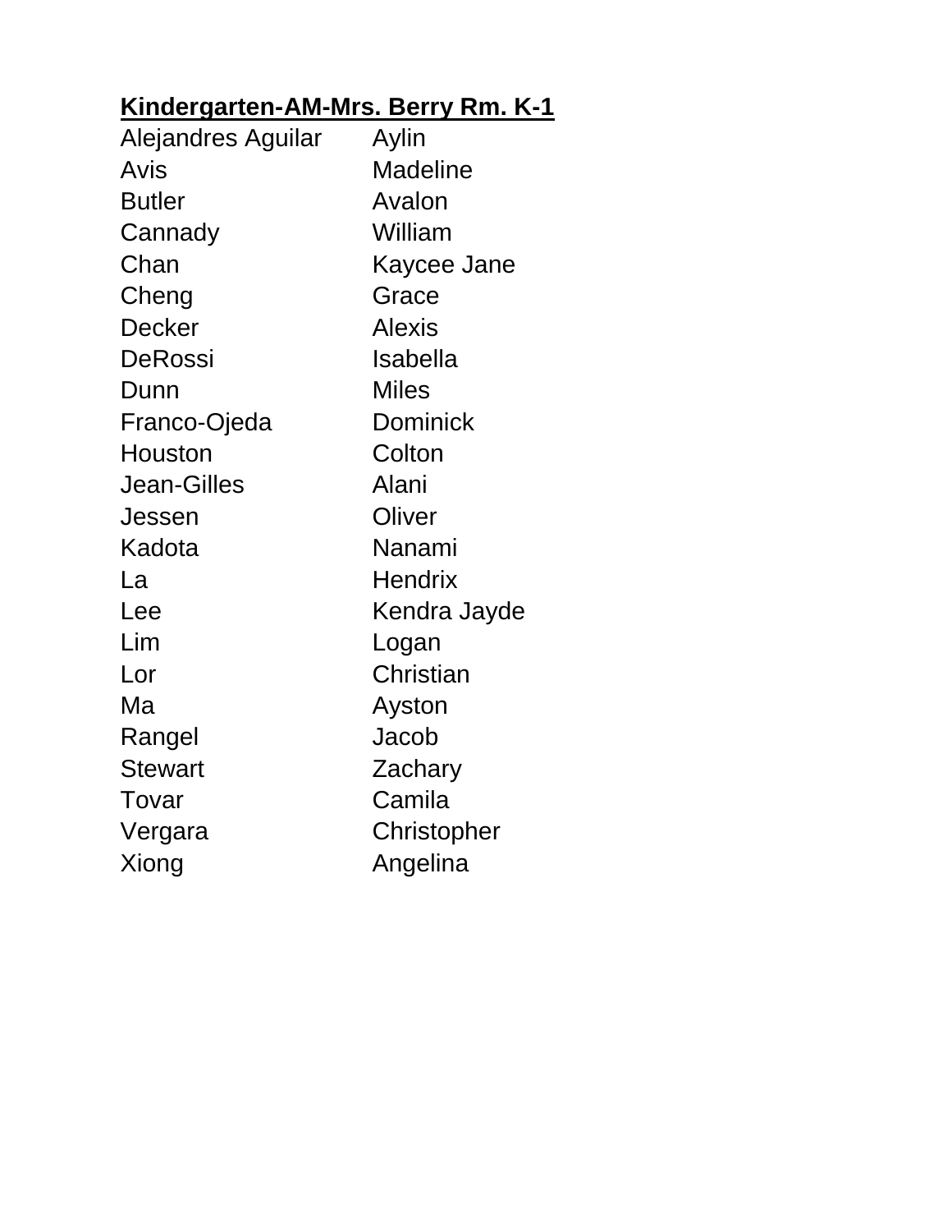## Kindergarten-AM-Mrs. Berry Rm. K-1

| | |
|---|---|
| Alejandres Aguilar | Aylin |
| Avis | Madeline |
| Butler | Avalon |
| Cannady | William |
| Chan | Kaycee Jane |
| Cheng | Grace |
| Decker | Alexis |
| DeRossi | Isabella |
| Dunn | Miles |
| Franco-Ojeda | Dominick |
| Houston | Colton |
| Jean-Gilles | Alani |
| Jessen | Oliver |
| Kadota | Nanami |
| La | Hendrix |
| Lee | Kendra Jayde |
| Lim | Logan |
| Lor | Christian |
| Ma | Ayston |
| Rangel | Jacob |
| Stewart | Zachary |
| Tovar | Camila |
| Vergara | Christopher |
| Xiong | Angelina |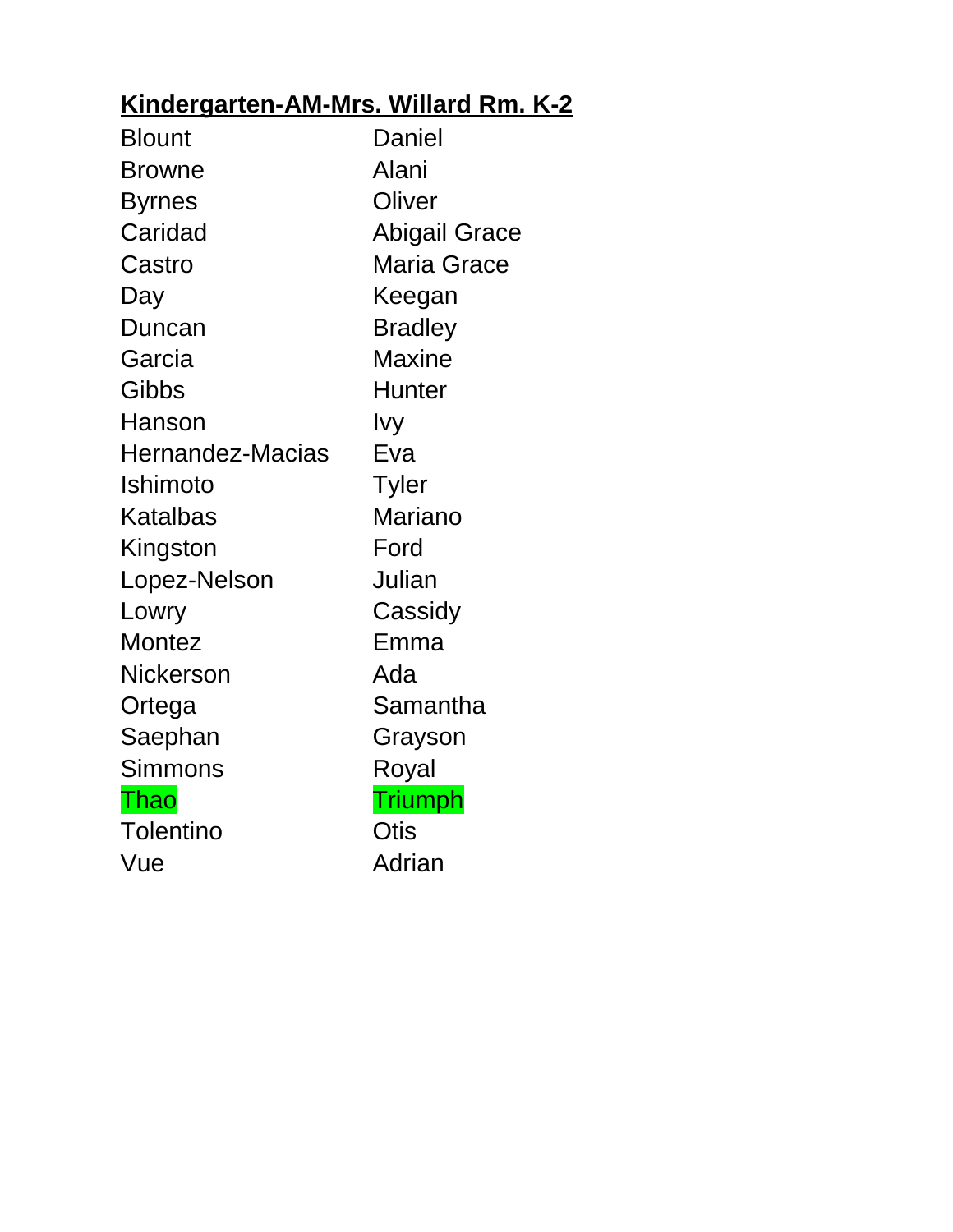**Kindergarten-AM-Mrs. Willard Rm. K-2**

| | |
|---|---|
| Blount | Daniel |
| Browne | Alani |
| Byrnes | Oliver |
| Caridad | Abigail Grace |
| Castro | Maria Grace |
| Day | Keegan |
| Duncan | Bradley |
| Garcia | Maxine |
| Gibbs | Hunter |
| Hanson | Ivy |
| Hernandez-Macias | Eva |
| Ishimoto | Tyler |
| Katalbas | Mariano |
| Kingston | Ford |
| Lopez-Nelson | Julian |
| Lowry | Cassidy |
| Montez | Emma |
| Nickerson | Ada |
| Ortega | Samantha |
| Saephan | Grayson |
| Simmons | Royal |
| Thao | Triumph |
| Tolentino | Otis |
| Vue | Adrian |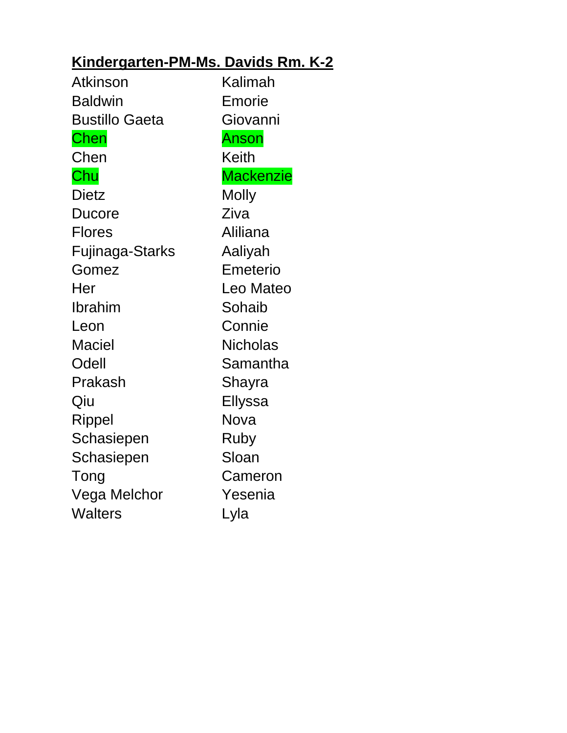**Kindergarten-PM-Ms. Davids Rm. K-2**

| | |
|---|---|
| Atkinson | Kalimah |
| Baldwin | Emorie |
| Bustillo Gaeta | Giovanni |
| Chen | Anson |
| Chen | Keith |
| Chu | Mackenzie |
| Dietz | Molly |
| Ducore | Ziva |
| Flores | Aliliana |
| Fujinaga-Starks | Aaliyah |
| Gomez | Emeterio |
| Her | Leo Mateo |
| Ibrahim | Sohaib |
| Leon | Connie |
| Maciel | Nicholas |
| Odell | Samantha |
| Prakash | Shayra |
| Qiu | Ellyssa |
| Rippel | Nova |
| Schasiepen | Ruby |
| Schasiepen | Sloan |
| Tong | Cameron |
| Vega Melchor | Yesenia |
| Walters | Lyla |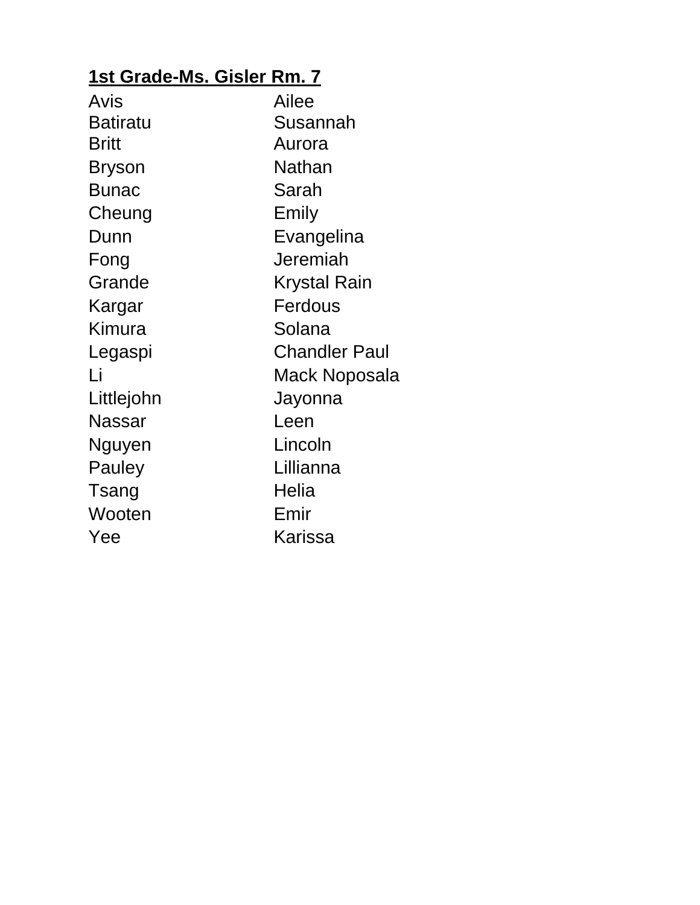**1st Grade-Ms. Gisler Rm. 7**

| | |
|---|---|
| Avis | Ailee |
| Batiratu | Susannah |
| Britt | Aurora |
| Bryson | Nathan |
| Bunac | Sarah |
| Cheung | Emily |
| Dunn | Evangelina |
| Fong | Jeremiah |
| Grande | Krystal Rain |
| Kargar | Ferdous |
| Kimura | Solana |
| Legaspi | Chandler Paul |
| Li | Mack Noposala |
| Littlejohn | Jayonna |
| Nassar | Leen |
| Nguyen | Lincoln |
| Pauley | Lillianna |
| Tsang | Helia |
| Wooten | Emir |
| Yee | Karissa |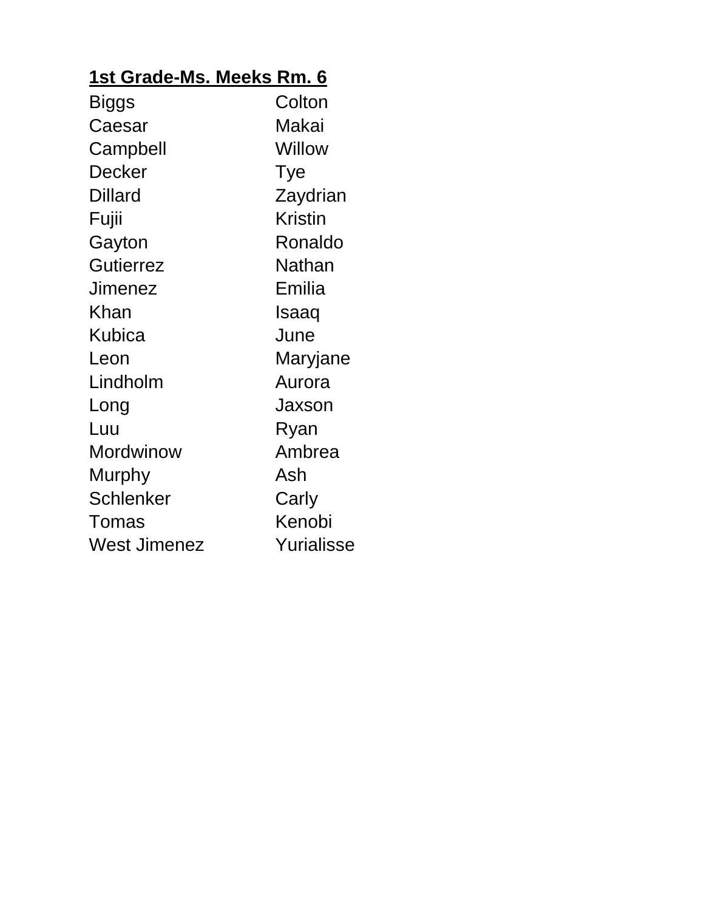**1st Grade-Ms. Meeks Rm. 6**

| | |
|---|---|
| Biggs | Colton |
| Caesar | Makai |
| Campbell | Willow |
| Decker | Tye |
| Dillard | Zaydrian |
| Fujii | Kristin |
| Gayton | Ronaldo |
| Gutierrez | Nathan |
| Jimenez | Emilia |
| Khan | Isaaq |
| Kubica | June |
| Leon | Maryjane |
| Lindholm | Aurora |
| Long | Jaxson |
| Luu | Ryan |
| Mordwinow | Ambrea |
| Murphy | Ash |
| Schlenker | Carly |
| Tomas | Kenobi |
| West Jimenez | Yurialisse |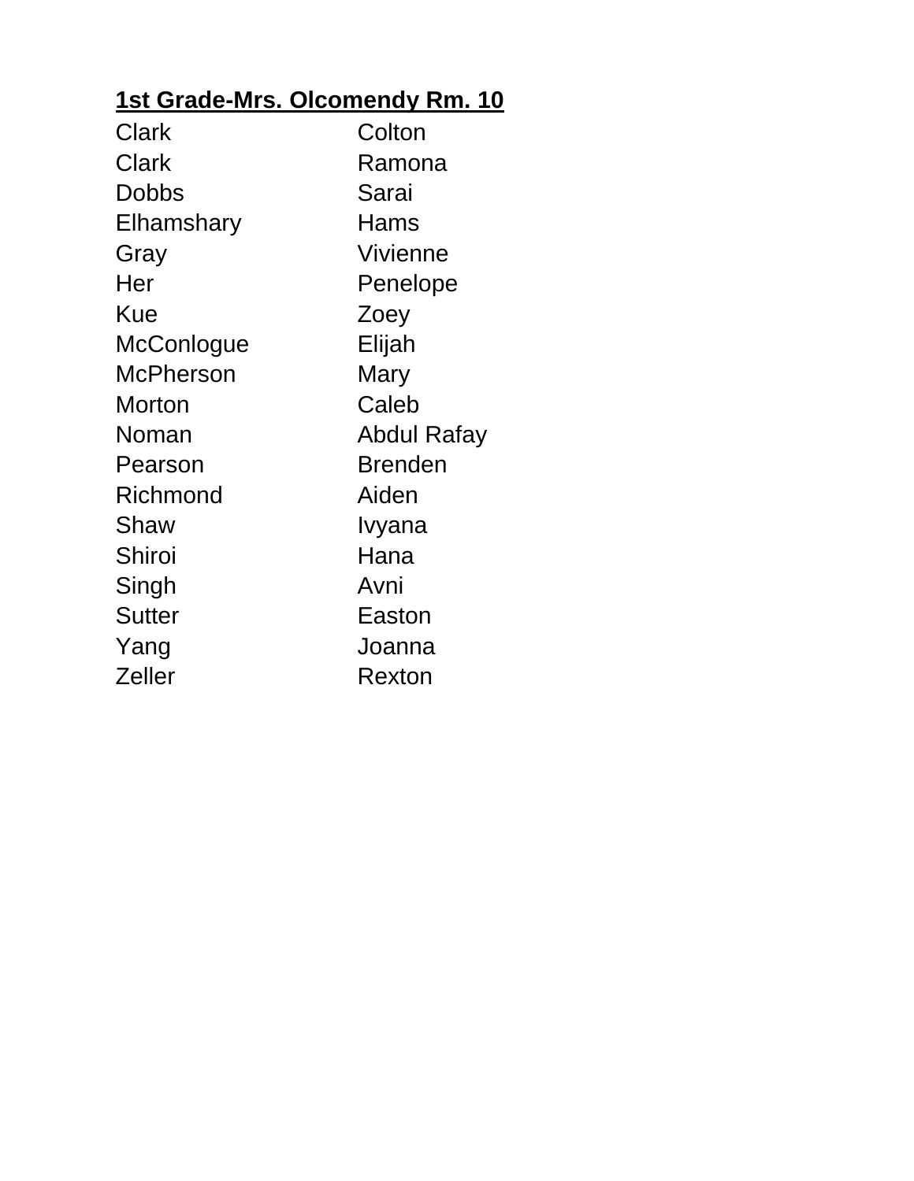**1st Grade-Mrs. Olcomendy Rm. 10**

| | |
|---|---|
| Clark | Colton |
| Clark | Ramona |
| Dobbs | Sarai |
| Elhamshary | Hams |
| Gray | Vivienne |
| Her | Penelope |
| Kue | Zoey |
| McConlogue | Elijah |
| McPherson | Mary |
| Morton | Caleb |
| Noman | Abdul Rafay |
| Pearson | Brenden |
| Richmond | Aiden |
| Shaw | Ivyana |
| Shiroi | Hana |
| Singh | Avni |
| Sutter | Easton |
| Yang | Joanna |
| Zeller | Rexton |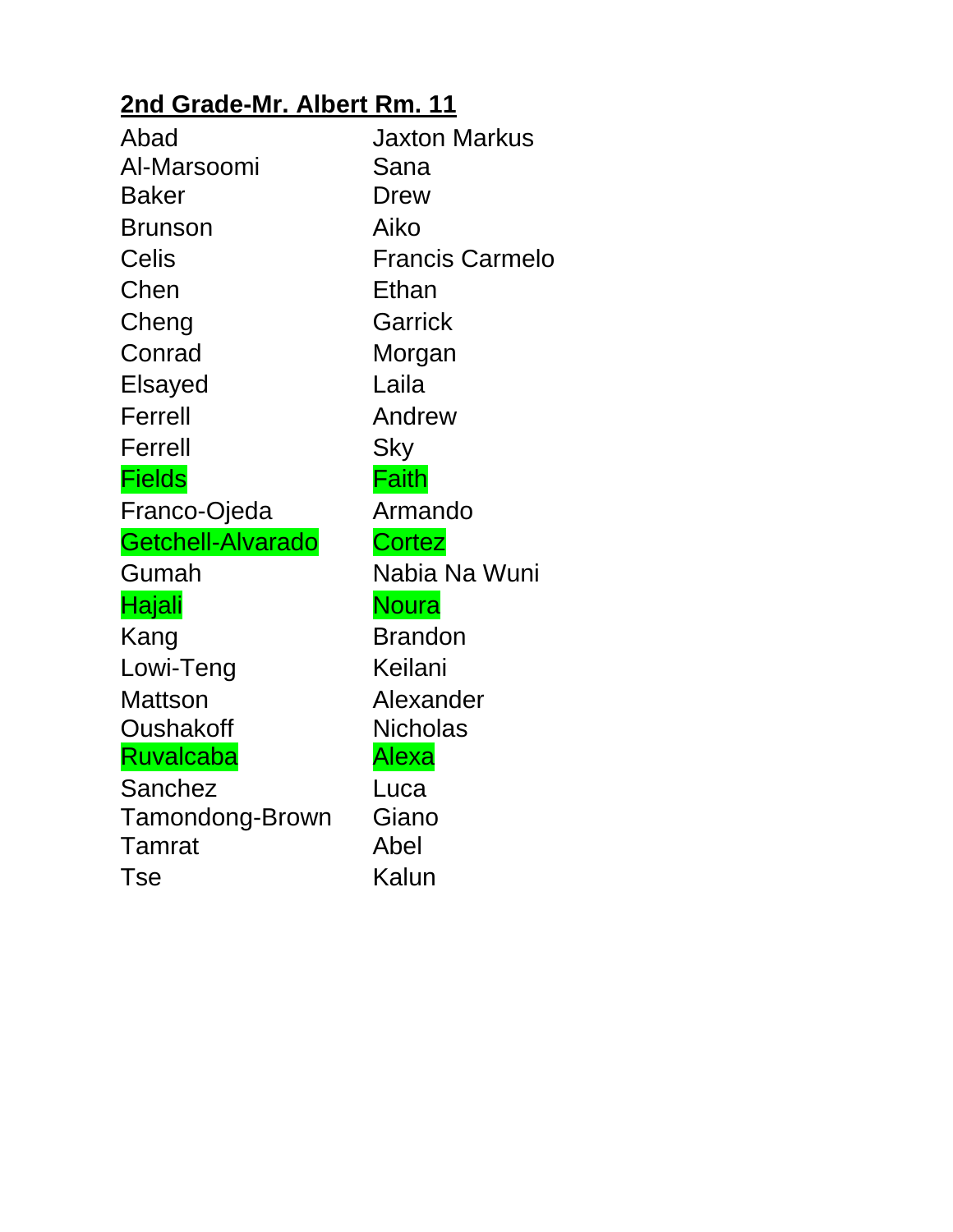**2nd Grade-Mr. Albert Rm. 11**

| | |
|---|---|
| Abad | Jaxton Markus |
| Al-Marsoomi | Sana |
| Baker | Drew |
| Brunson | Aiko |
| Celis | Francis Carmelo |
| Chen | Ethan |
| Cheng | Garrick |
| Conrad | Morgan |
| Elsayed | Laila |
| Ferrell | Andrew |
| Ferrell | Sky |
| Fields | Faith |
| Franco-Ojeda | Armando |
| Getchell-Alvarado | Cortez |
| Gumah | Nabia Na Wuni |
| Hajali | Noura |
| Kang | Brandon |
| Lowi-Teng | Keilani |
| Mattson | Alexander |
| Oushakoff | Nicholas |
| Ruvalcaba | Alexa |
| Sanchez | Luca |
| Tamondong-Brown | Giano |
| Tamrat | Abel |
| Tse | Kalun |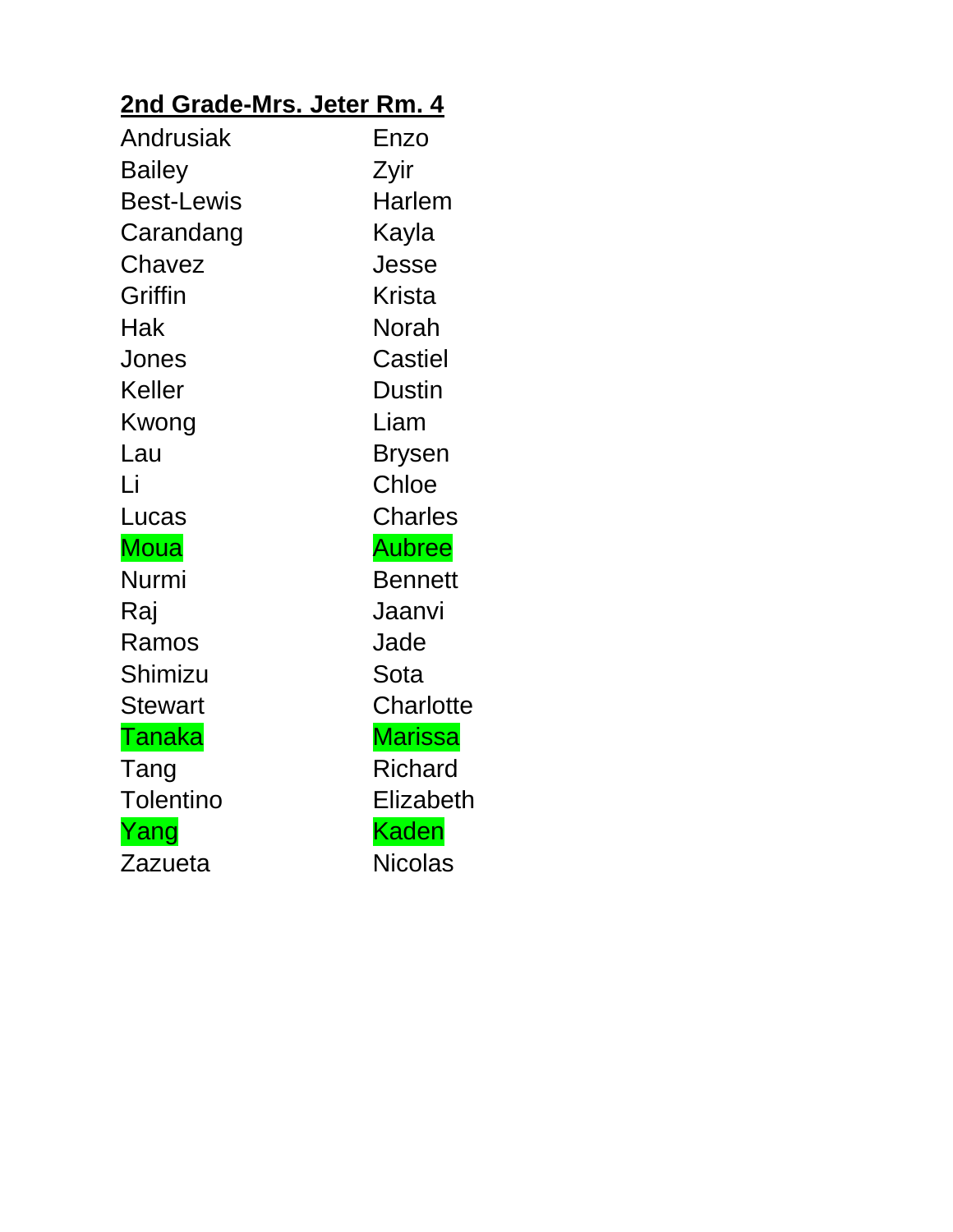**2nd Grade-Mrs. Jeter Rm. 4**

| | |
|---|---|
| Andrusiak | Enzo |
| Bailey | Zyir |
| Best-Lewis | Harlem |
| Carandang | Kayla |
| Chavez | Jesse |
| Griffin | Krista |
| Hak | Norah |
| Jones | Castiel |
| Keller | Dustin |
| Kwong | Liam |
| Lau | Brysen |
| Li | Chloe |
| Lucas | Charles |
| Moua | Aubree |
| Nurmi | Bennett |
| Raj | Jaanvi |
| Ramos | Jade |
| Shimizu | Sota |
| Stewart | Charlotte |
| Tanaka | Marissa |
| Tang | Richard |
| Tolentino | Elizabeth |
| Yang | Kaden |
| Zazueta | Nicolas |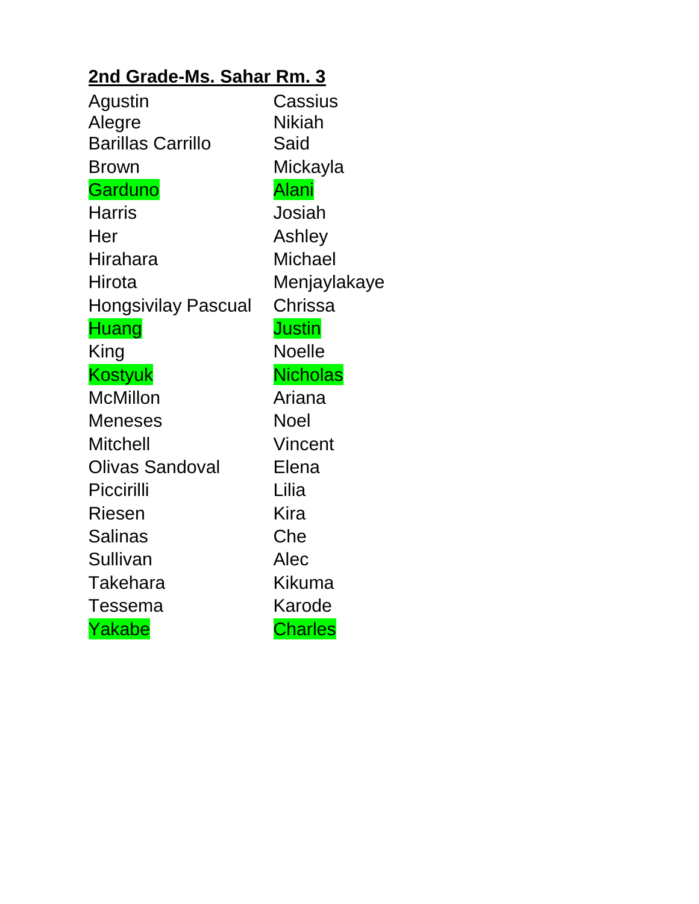**2nd Grade-Ms. Sahar Rm. 3**

| | |
|---|---|
| Agustin | Cassius |
| Alegre | Nikiah |
| Barillas Carrillo | Said |
| Brown | Mickayla |
| Garduno | Alani |
| Harris | Josiah |
| Her | Ashley |
| Hirahara | Michael |
| Hirota | Menjaylakaye |
| Hongsivilay Pascual | Chrissa |
| Huang | Justin |
| King | Noelle |
| Kostyuk | Nicholas |
| McMillon | Ariana |
| Meneses | Noel |
| Mitchell | Vincent |
| Olivas Sandoval | Elena |
| Piccirilli | Lilia |
| Riesen | Kira |
| Salinas | Che |
| Sullivan | Alec |
| Takehara | Kikuma |
| Tessema | Karode |
| Yakabe | Charles |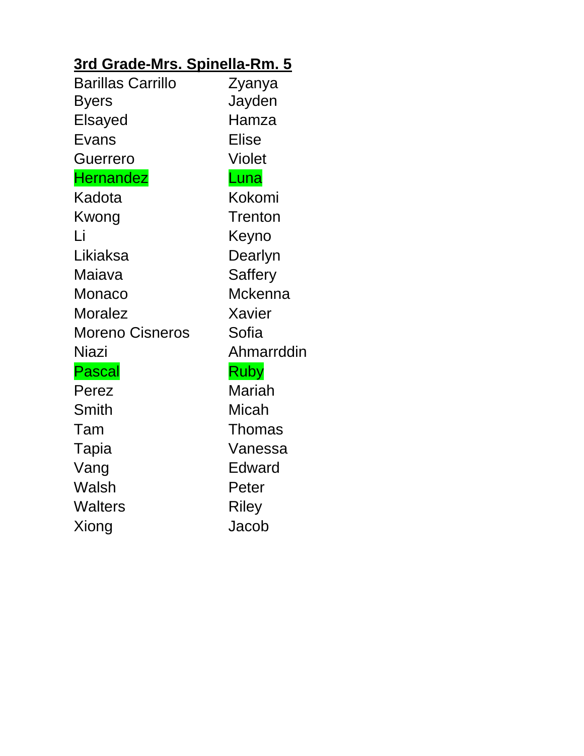**<u>3rd Grade-Mrs. Spinella-Rm. 5</u>**

| | |
|---|---|
| Barillas Carrillo | Zyanya |
| Byers | Jayden |
| Elsayed | Hamza |
| Evans | Elise |
| Guerrero | Violet |
| Hernandez | Luna |
| Kadota | Kokomi |
| Kwong | Trenton |
| Li | Keyno |
| Likiaksa | Dearlyn |
| Maiava | Saffery |
| Monaco | Mckenna |
| Moralez | Xavier |
| Moreno Cisneros | Sofia |
| Niazi | Ahmarrddin |
| Pascal | Ruby |
| Perez | Mariah |
| Smith | Micah |
| Tam | Thomas |
| Tapia | Vanessa |
| Vang | Edward |
| Walsh | Peter |
| Walters | Riley |
| Xiong | Jacob |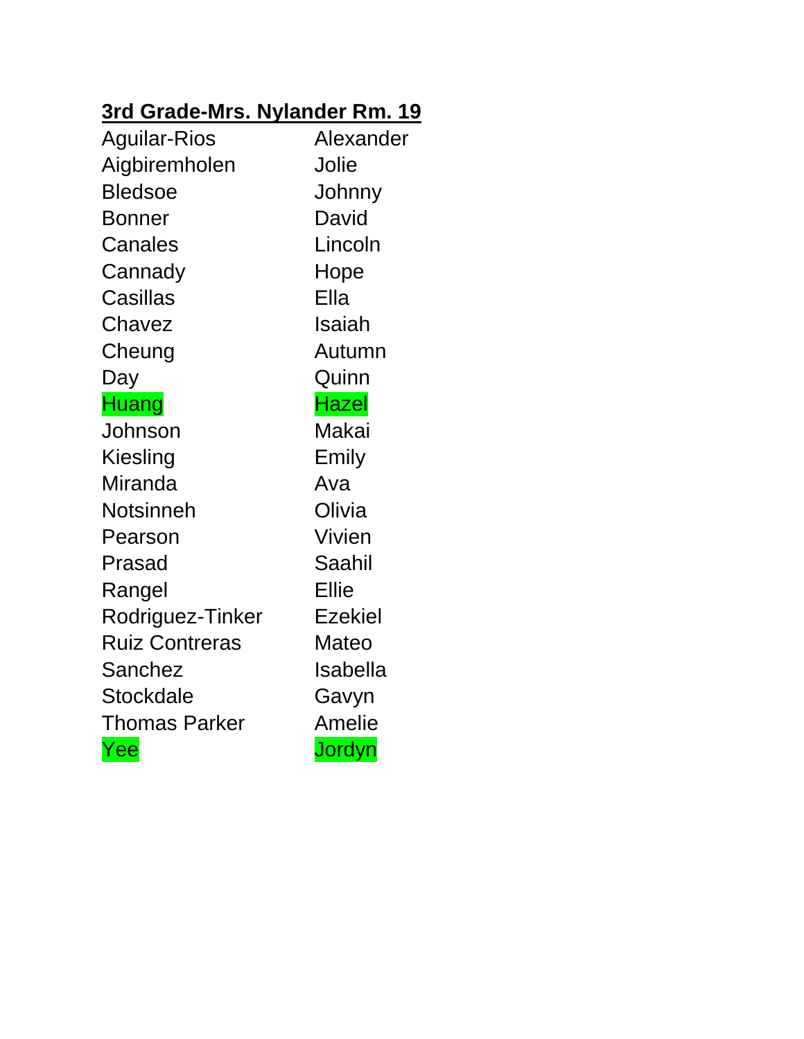**3rd Grade-Mrs. Nylander Rm. 19**

| | |
|---|---|
| Aguilar-Rios | Alexander |
| Aigbiremholen | Jolie |
| Bledsoe | Johnny |
| Bonner | David |
| Canales | Lincoln |
| Cannady | Hope |
| Casillas | Ella |
| Chavez | Isaiah |
| Cheung | Autumn |
| Day | Quinn |
| Huang | Hazel |
| Johnson | Makai |
| Kiesling | Emily |
| Miranda | Ava |
| Notsinneh | Olivia |
| Pearson | Vivien |
| Prasad | Saahil |
| Rangel | Ellie |
| Rodriguez-Tinker | Ezekiel |
| Ruiz Contreras | Mateo |
| Sanchez | Isabella |
| Stockdale | Gavyn |
| Thomas Parker | Amelie |
| Yee | Jordyn |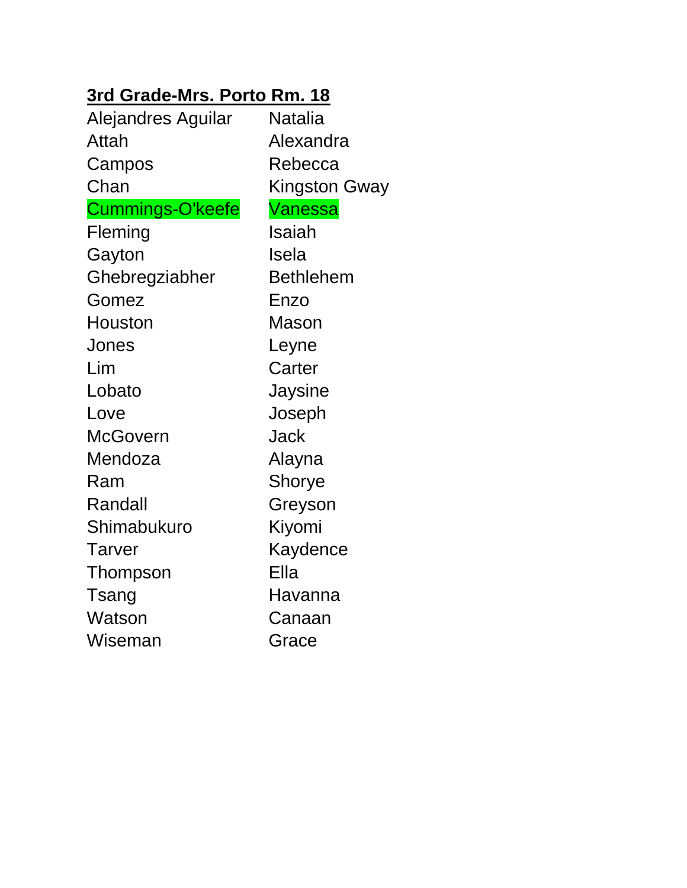**<u>3rd Grade-Mrs. Porto Rm. 18</u>**

| | |
|---|---|
| Alejandres Aguilar | Natalia |
| Attah | Alexandra |
| Campos | Rebecca |
| Chan | Kingston Gway |
| Cummings-O'keefe | Vanessa |
| Fleming | Isaiah |
| Gayton | Isela |
| Ghebregziabher | Bethlehem |
| Gomez | Enzo |
| Houston | Mason |
| Jones | Leyne |
| Lim | Carter |
| Lobato | Jaysine |
| Love | Joseph |
| McGovern | Jack |
| Mendoza | Alayna |
| Ram | Shorye |
| Randall | Greyson |
| Shimabukuro | Kiyomi |
| Tarver | Kaydence |
| Thompson | Ella |
| Tsang | Havanna |
| Watson | Canaan |
| Wiseman | Grace |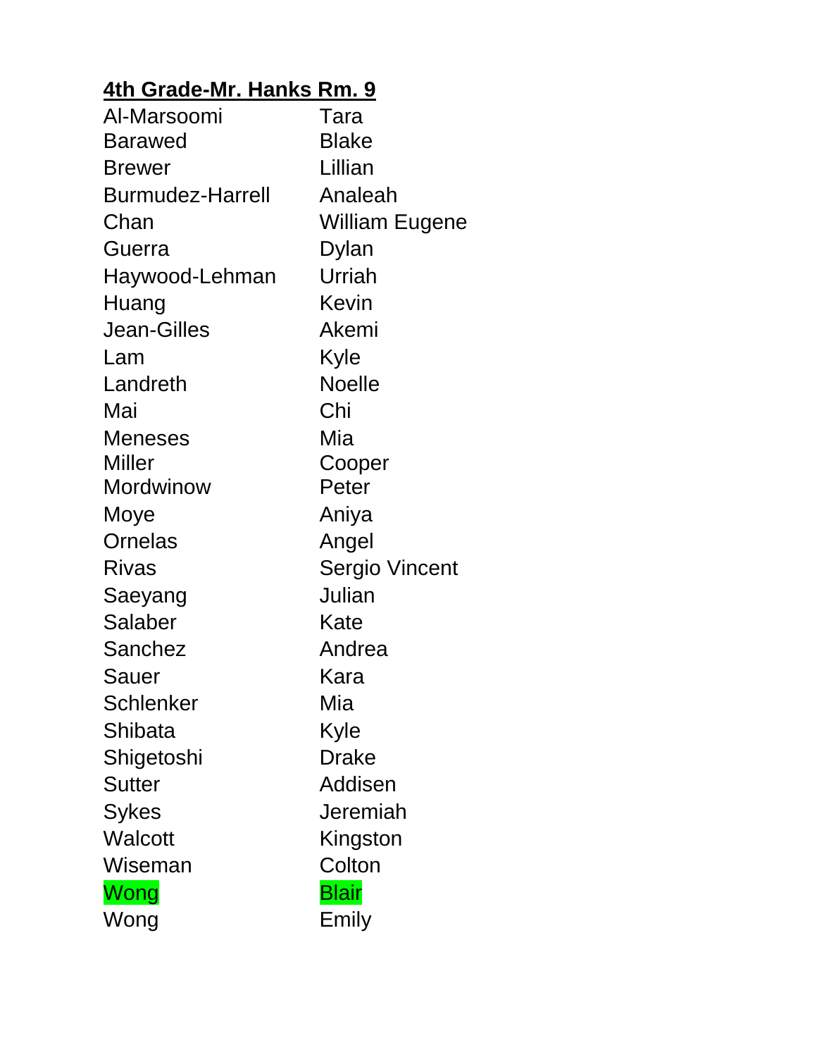**4th Grade-Mr. Hanks Rm. 9**

| | |
|---|---|
| Al-Marsoomi | Tara |
| Barawed | Blake |
| Brewer | Lillian |
| Burmudez-Harrell | Analeah |
| Chan | William Eugene |
| Guerra | Dylan |
| Haywood-Lehman | Urriah |
| Huang | Kevin |
| Jean-Gilles | Akemi |
| Lam | Kyle |
| Landreth | Noelle |
| Mai | Chi |
| Meneses | Mia |
| Miller | Cooper |
| Mordwinow | Peter |
| Moye | Aniya |
| Ornelas | Angel |
| Rivas | Sergio Vincent |
| Saeyang | Julian |
| Salaber | Kate |
| Sanchez | Andrea |
| Sauer | Kara |
| Schlenker | Mia |
| Shibata | Kyle |
| Shigetoshi | Drake |
| Sutter | Addisen |
| Sykes | Jeremiah |
| Walcott | Kingston |
| Wiseman | Colton |
| Wong | Blair |
| Wong | Emily |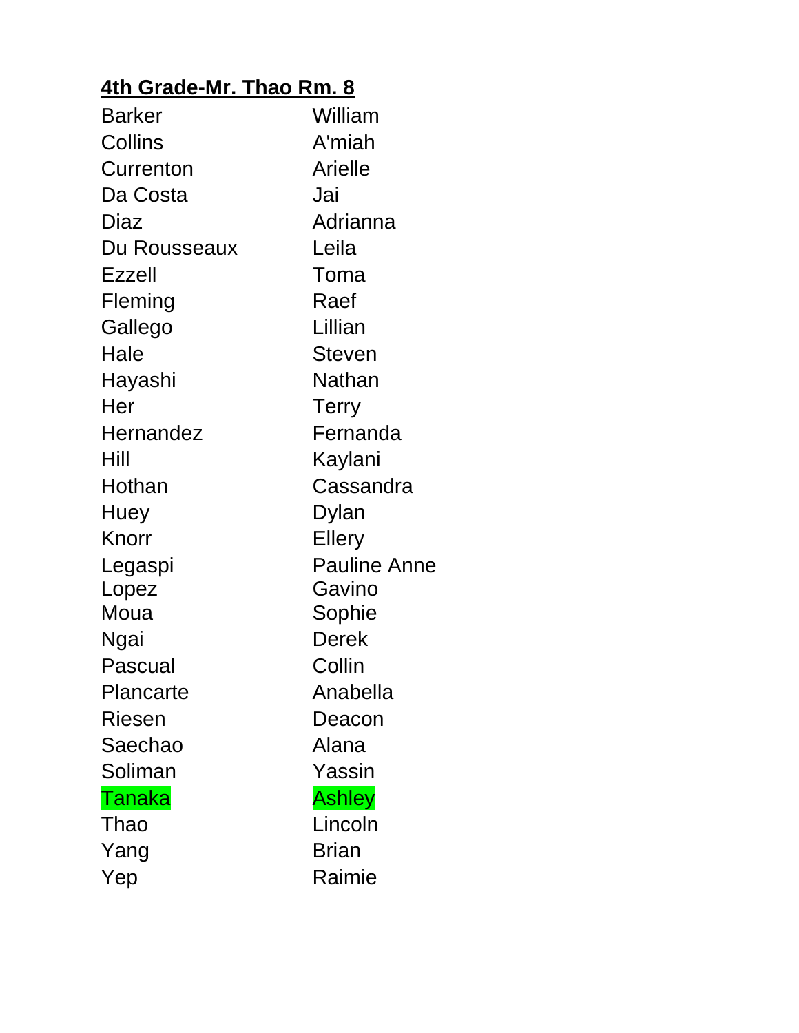**<u>4th Grade-Mr. Thao Rm. 8</u>**

| | |
|---|---|
| Barker | William |
| Collins | A'miah |
| Currenton | Arielle |
| Da Costa | Jai |
| Diaz | Adrianna |
| Du Rousseaux | Leila |
| Ezzell | Toma |
| Fleming | Raef |
| Gallego | Lillian |
| Hale | Steven |
| Hayashi | Nathan |
| Her | Terry |
| Hernandez | Fernanda |
| Hill | Kaylani |
| Hothan | Cassandra |
| Huey | Dylan |
| Knorr | Ellery |
| Legaspi | Pauline Anne |
| Lopez | Gavino |
| Moua | Sophie |
| Ngai | Derek |
| Pascual | Collin |
| Plancarte | Anabella |
| Riesen | Deacon |
| Saechao | Alana |
| Soliman | Yassin |
| Tanaka | Ashley |
| Thao | Lincoln |
| Yang | Brian |
| Yep | Raimie |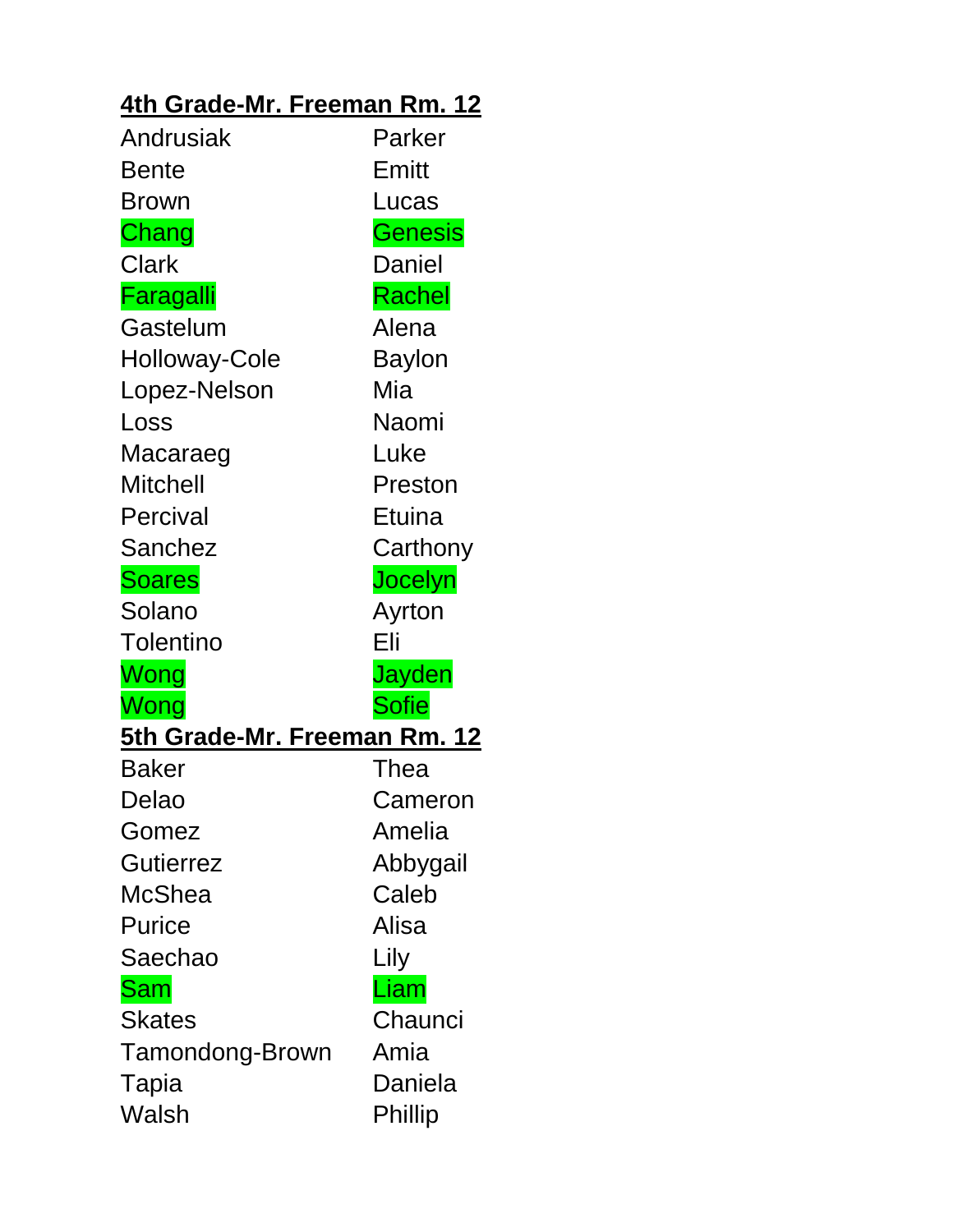**4th Grade-Mr. Freeman Rm. 12**

| | |
|---|---|
| Andrusiak | Parker |
| Bente | Emitt |
| Brown | Lucas |
| Chang | Genesis |
| Clark | Daniel |
| Faragalli | Rachel |
| Gastelum | Alena |
| Holloway-Cole | Baylon |
| Lopez-Nelson | Mia |
| Loss | Naomi |
| Macaraeg | Luke |
| Mitchell | Preston |
| Percival | Etuina |
| Sanchez | Carthony |
| Soares | Jocelyn |
| Solano | Ayrton |
| Tolentino | Eli |
| Wong | Jayden |
| Wong | Sofie |

**5th Grade-Mr. Freeman Rm. 12**

| | |
|---|---|
| Baker | Thea |
| Delao | Cameron |
| Gomez | Amelia |
| Gutierrez | Abbygail |
| McShea | Caleb |
| Purice | Alisa |
| Saechao | Lily |
| Sam | Liam |
| Skates | Chaunci |
| Tamondong-Brown | Amia |
| Tapia | Daniela |
| Walsh | Phillip |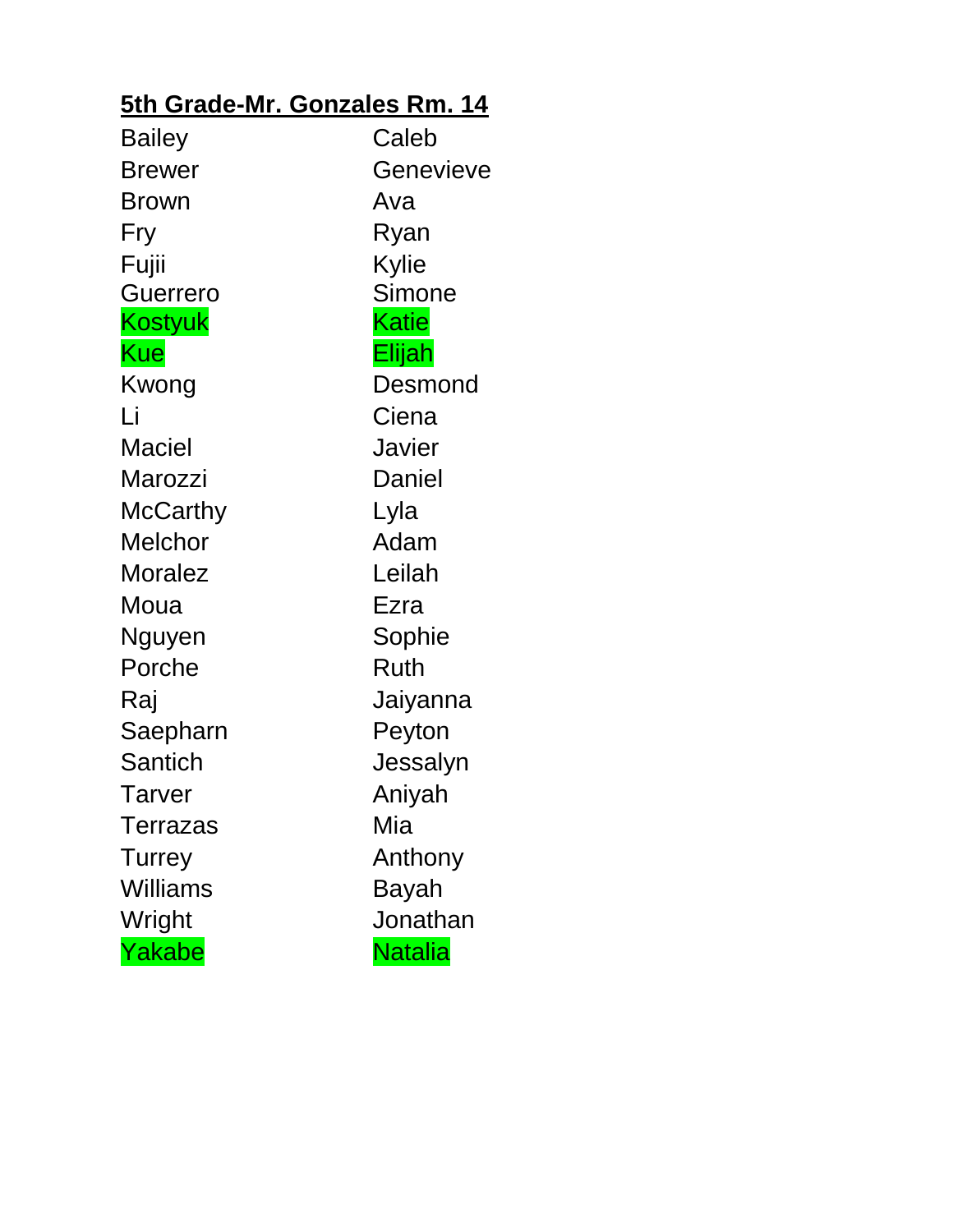**5th Grade-Mr. Gonzales Rm. 14**

| | |
|---|---|
| Bailey | Caleb |
| Brewer | Genevieve |
| Brown | Ava |
| Fry | Ryan |
| Fujii | Kylie |
| Guerrero | Simone |
| Kostyuk | Katie |
| Kue | Elijah |
| Kwong | Desmond |
| Li | Ciena |
| Maciel | Javier |
| Marozzi | Daniel |
| McCarthy | Lyla |
| Melchor | Adam |
| Moralez | Leilah |
| Moua | Ezra |
| Nguyen | Sophie |
| Porche | Ruth |
| Raj | Jaiyanna |
| Saepharn | Peyton |
| Santich | Jessalyn |
| Tarver | Aniyah |
| Terrazas | Mia |
| Turrey | Anthony |
| Williams | Bayah |
| Wright | Jonathan |
| Yakabe | Natalia |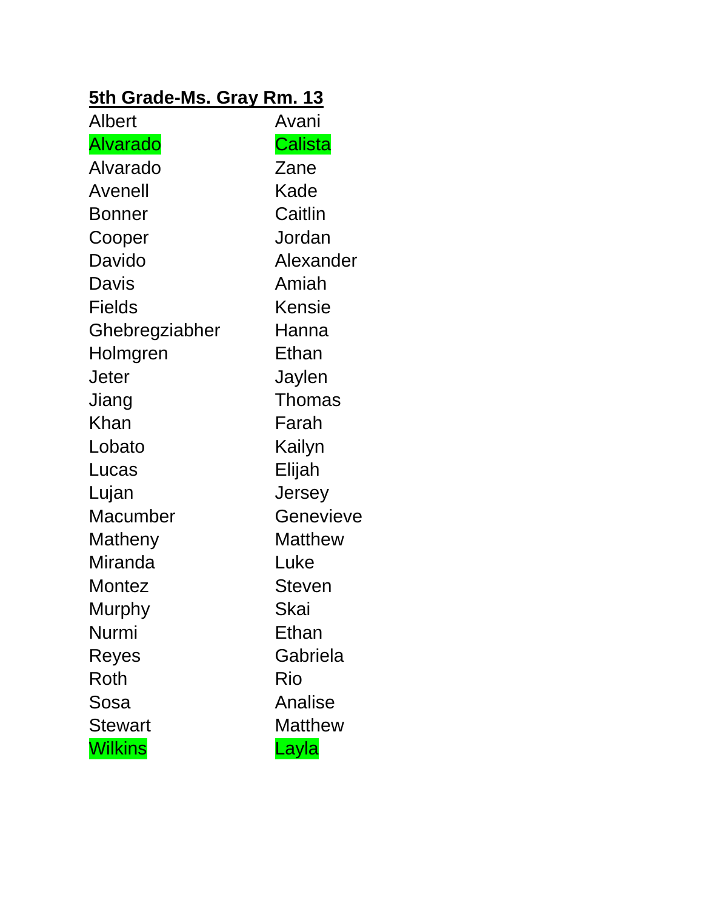**5th Grade-Ms. Gray Rm. 13**

| | |
|---|---|
| Albert | Avani |
| Alvarado | Calista |
| Alvarado | Zane |
| Avenell | Kade |
| Bonner | Caitlin |
| Cooper | Jordan |
| Davido | Alexander |
| Davis | Amiah |
| Fields | Kensie |
| Ghebregziabher | Hanna |
| Holmgren | Ethan |
| Jeter | Jaylen |
| Jiang | Thomas |
| Khan | Farah |
| Lobato | Kailyn |
| Lucas | Elijah |
| Lujan | Jersey |
| Macumber | Genevieve |
| Matheny | Matthew |
| Miranda | Luke |
| Montez | Steven |
| Murphy | Skai |
| Nurmi | Ethan |
| Reyes | Gabriela |
| Roth | Rio |
| Sosa | Analise |
| Stewart | Matthew |
| Wilkins | Layla |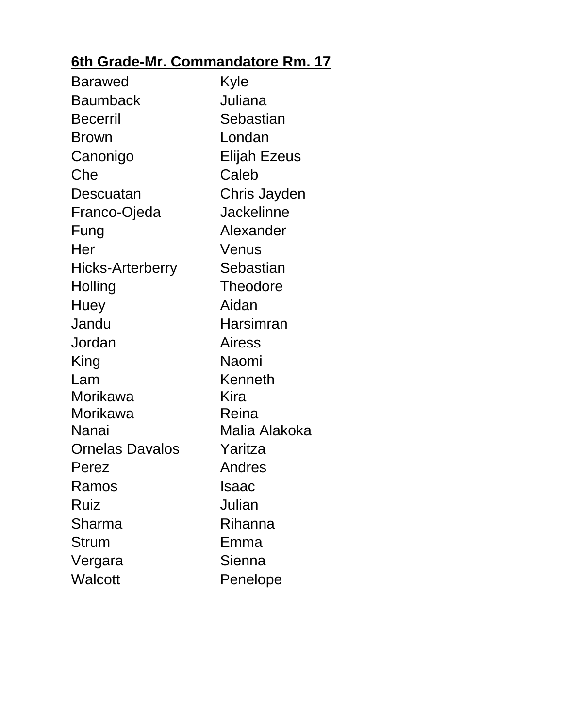**<u>6th Grade-Mr. Commandatore Rm. 17</u>**

| | |
|---|---|
| Barawed | Kyle |
| Baumback | Juliana |
| Becerril | Sebastian |
| Brown | Londan |
| Canonigo | Elijah Ezeus |
| Che | Caleb |
| Descuatan | Chris Jayden |
| Franco-Ojeda | Jackelinne |
| Fung | Alexander |
| Her | Venus |
| Hicks-Arterberry | Sebastian |
| Holling | Theodore |
| Huey | Aidan |
| Jandu | Harsimran |
| Jordan | Airess |
| King | Naomi |
| Lam | Kenneth |
| Morikawa | Kira |
| Morikawa | Reina |
| Nanai | Malia Alakoka |
| Ornelas Davalos | Yaritza |
| Perez | Andres |
| Ramos | Isaac |
| Ruiz | Julian |
| Sharma | Rihanna |
| Strum | Emma |
| Vergara | Sienna |
| Walcott | Penelope |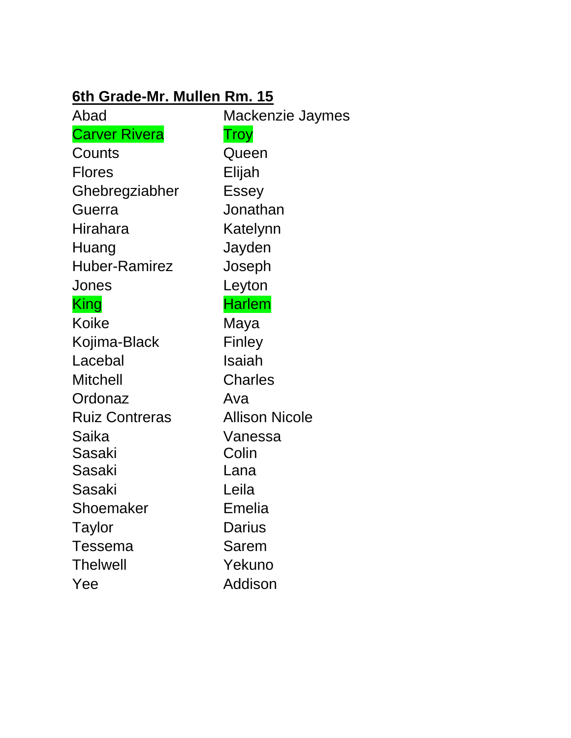**6th Grade-Mr. Mullen Rm. 15**

| | |
|---|---|
| Abad | Mackenzie Jaymes |
| Carver Rivera | Troy |
| Counts | Queen |
| Flores | Elijah |
| Ghebregziabher | Essey |
| Guerra | Jonathan |
| Hirahara | Katelynn |
| Huang | Jayden |
| Huber-Ramirez | Joseph |
| Jones | Leyton |
| King | Harlem |
| Koike | Maya |
| Kojima-Black | Finley |
| Lacebal | Isaiah |
| Mitchell | Charles |
| Ordonaz | Ava |
| Ruiz Contreras | Allison Nicole |
| Saika | Vanessa |
| Sasaki | Colin |
| Sasaki | Lana |
| Sasaki | Leila |
| Shoemaker | Emelia |
| Taylor | Darius |
| Tessema | Sarem |
| Thelwell | Yekuno |
| Yee | Addison |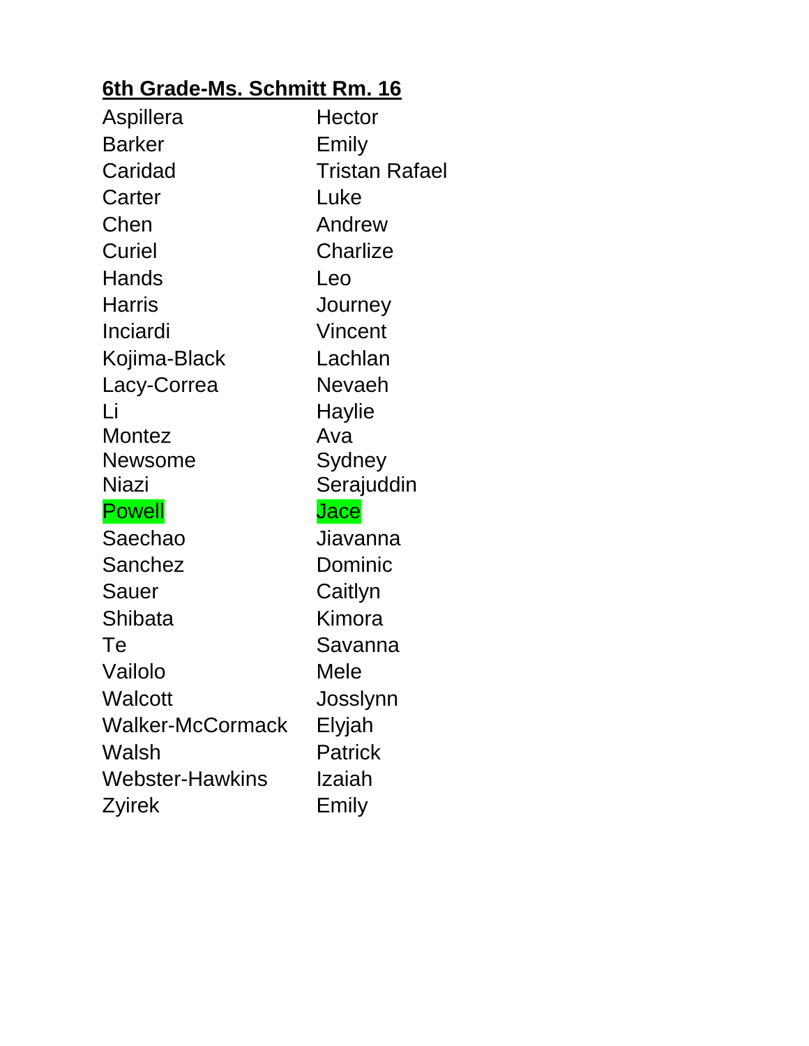**6th Grade-Ms. Schmitt Rm. 16**

| | |
|---|---|
| Aspillera | Hector |
| Barker | Emily |
| Caridad | Tristan Rafael |
| Carter | Luke |
| Chen | Andrew |
| Curiel | Charlize |
| Hands | Leo |
| Harris | Journey |
| Inciardi | Vincent |
| Kojima-Black | Lachlan |
| Lacy-Correa | Nevaeh |
| Li | Haylie |
| Montez | Ava |
| Newsome | Sydney |
| Niazi | Serajuddin |
| Powell | Jace |
| Saechao | Jiavanna |
| Sanchez | Dominic |
| Sauer | Caitlyn |
| Shibata | Kimora |
| Te | Savanna |
| Vailolo | Mele |
| Walcott | Josslynn |
| Walker-McCormack | Elyjah |
| Walsh | Patrick |
| Webster-Hawkins | Izaiah |
| Zyirek | Emily |